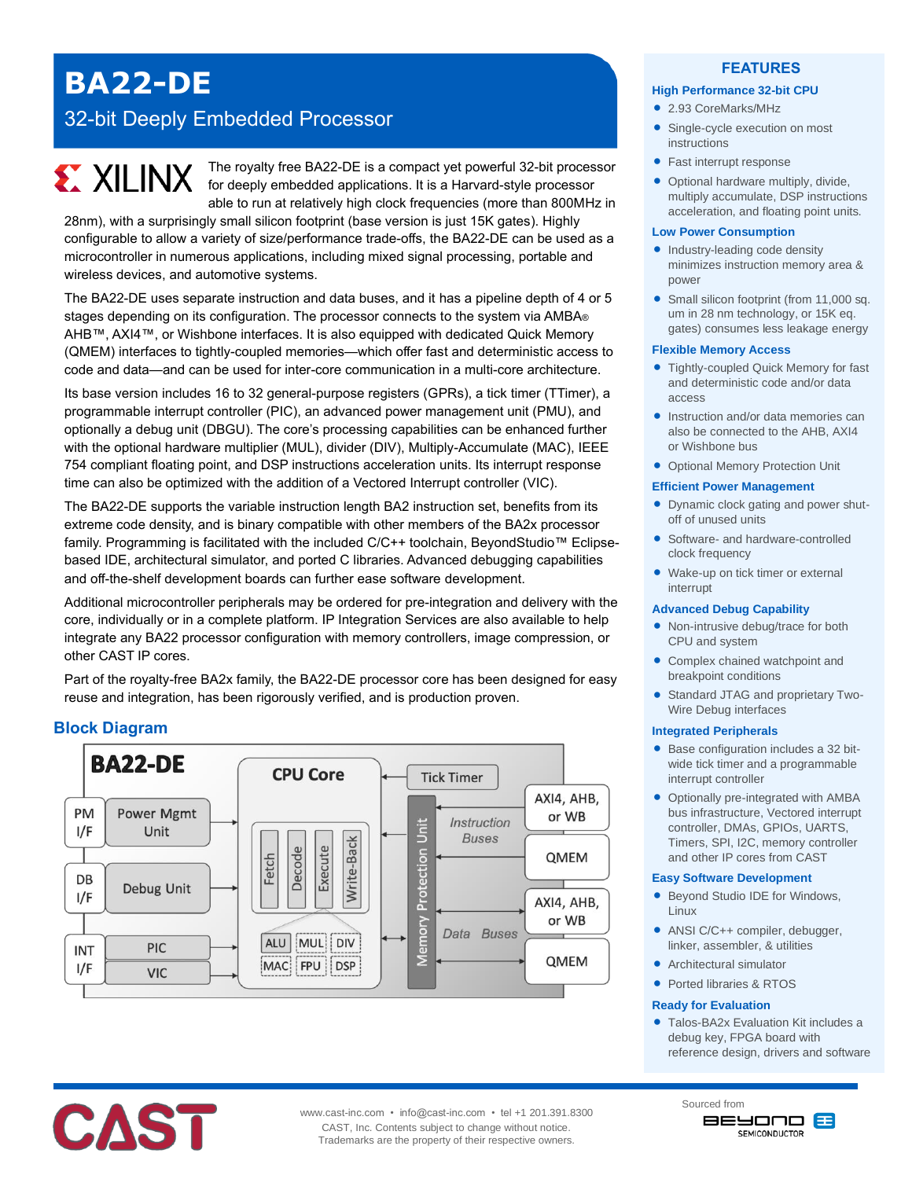# BA22-DE

## 32-bit Deeply Embedded Processor

The royalty free BA22-DE is a compact yet powerful 32-bit processor for deeply embedded applications. It is a Harvard-style processor able to run at relatively high clock frequencies (more than 800MHz in 28nm), with a surprisingly small silicon footprint (base version is just 15K gates). Highly configurable to allow a variety of size/performance trade-offs, the BA22-DE can be used as a microcontroller in numerous applications, including mixed signal processing, portable and wireless devices, and automotive systems.

The BA22-DE uses separate instruction and data buses, and it has a pipeline depth of 4 or 5 stages depending on its configuration. The processor connects to the system via AMBA® AHB™, AXI4™, or Wishbone interfaces. It is also equipped with dedicated Quick Memory (QMEM) interfaces to tightly-coupled memories—which offer fast and deterministic access to code and data—and can be used for inter-core communication in a multi-core architecture.

Its base version includes 16 to 32 general-purpose registers (GPRs), a tick timer (TTimer), a programmable interrupt controller (PIC), an advanced power management unit (PMU), and optionally a debug unit (DBGU). The core's processing capabilities can be enhanced further with the optional hardware multiplier (MUL), divider (DIV), Multiply-Accumulate (MAC), IEEE 754 compliant floating point, and DSP instructions acceleration units. Its interrupt response time can also be optimized with the addition of a Vectored Interrupt controller (VIC).

The BA22-DE supports the variable instruction length BA2 instruction set, benefits from its extreme code density, and is binary compatible with other members of the BA2x processor family. Programming is facilitated with the included C/C++ toolchain, BeyondStudio™ Eclipse-based IDE, architectural simulator, and ported C libraries. Advanced debugging capabilities and off-the-shelf development boards can further ease software development.

Additional microcontroller peripherals may be ordered for pre-integration and delivery with the core, individually or in a complete platform. IP Integration Services are also available to help integrate any BA22 processor configuration with memory controllers, image compression, or other CAST IP cores.

Part of the royalty-free BA2x family, the BA22-DE processor core has been designed for easy reuse and integration, has been rigorously verified, and is production proven.

## Block Diagram

BA22-DE — CPU Core (Fetch, Decode, Execute, Write-Back; ALU, MUL, DIV, MAC, FPU, DSP); Tick Timer; PM I/F – Power Mgmt Unit; DB I/F – Debug Unit; INT I/F – PIC, VIC; Memory Protection Unit; Instruction Buses – AXI4, AHB, or WB; QMEM; Data Buses – AXI4, AHB, or WB; QMEM

## FEATURES

### High Performance 32-bit CPU

- 2.93 CoreMarks/MHz
- Single-cycle execution on most instructions
- Fast interrupt response
- Optional hardware multiply, divide, multiply accumulate, DSP instructions acceleration, and floating point units.

### Low Power Consumption

- Industry-leading code density minimizes instruction memory area & power
- Small silicon footprint (from 11,000 sq. um in 28 nm technology, or 15K eq. gates) consumes less leakage energy

### Flexible Memory Access

- Tightly-coupled Quick Memory for fast and deterministic code and/or data access
- Instruction and/or data memories can also be connected to the AHB, AXI4 or Wishbone bus
- Optional Memory Protection Unit

### Efficient Power Management

- Dynamic clock gating and power shut-off of unused units
- Software- and hardware-controlled clock frequency
- Wake-up on tick timer or external interrupt

### Advanced Debug Capability

- Non-intrusive debug/trace for both CPU and system
- Complex chained watchpoint and breakpoint conditions
- Standard JTAG and proprietary Two-Wire Debug interfaces

### Integrated Peripherals

- Base configuration includes a 32 bit-wide tick timer and a programmable interrupt controller
- Optionally pre-integrated with AMBA bus infrastructure, Vectored interrupt controller, DMAs, GPIOs, UARTS, Timers, SPI, I2C, memory controller and other IP cores from CAST

### Easy Software Development

- Beyond Studio IDE for Windows, Linux
- ANSI C/C++ compiler, debugger, linker, assembler, & utilities
- Architectural simulator
- Ported libraries & RTOS

### Ready for Evaluation

- Talos-BA2x Evaluation Kit includes a debug key, FPGA board with reference design, drivers and software

www.cast-inc.com • info@cast-inc.com • tel +1 201.391.8300
CAST, Inc. Contents subject to change without notice.
Trademarks are the property of their respective owners.

Sourced from BEYOND SEMICONDUCTOR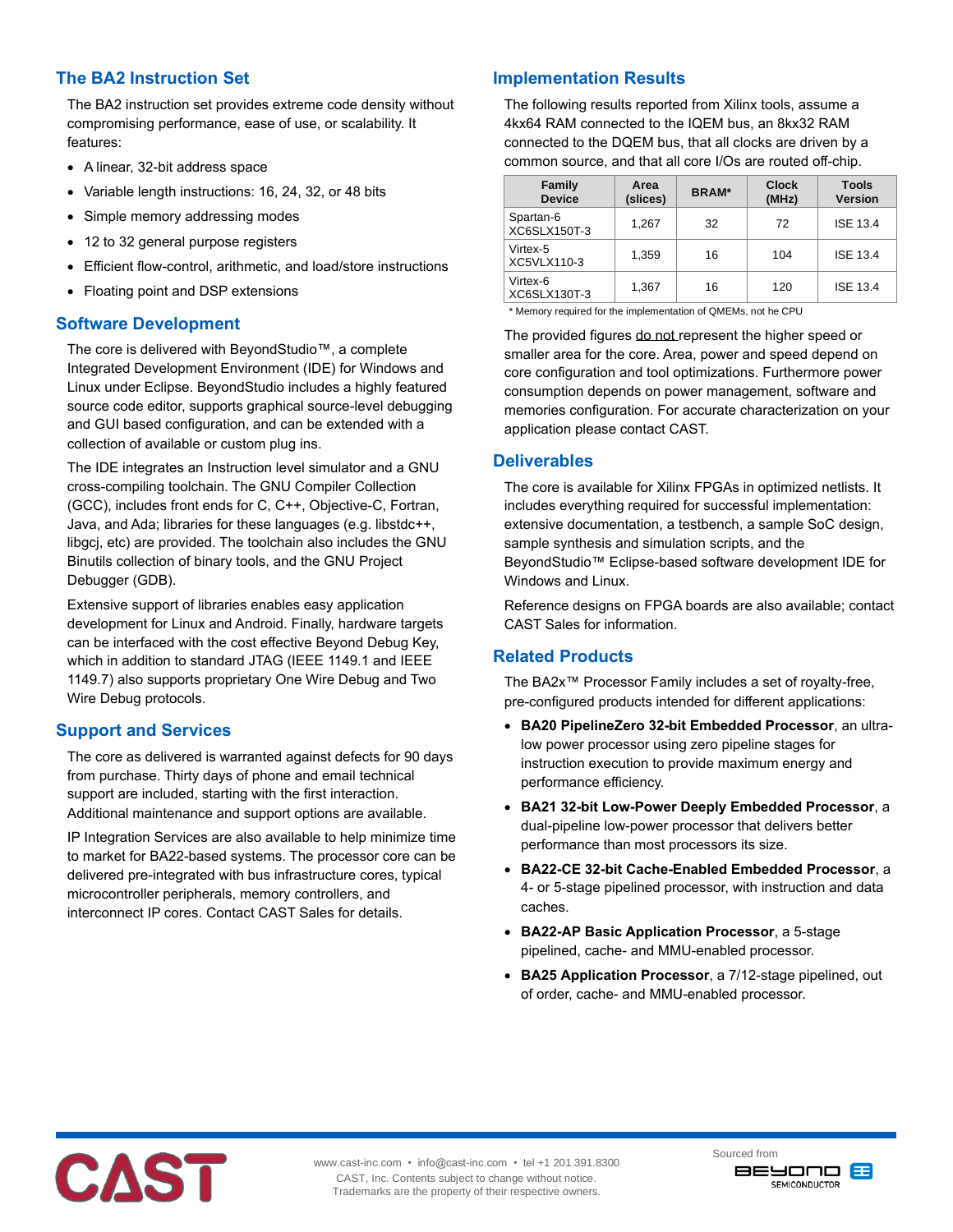## The BA2 Instruction Set

The BA2 instruction set provides extreme code density without compromising performance, ease of use, or scalability. It features:

- A linear, 32-bit address space
- Variable length instructions: 16, 24, 32, or 48 bits
- Simple memory addressing modes
- 12 to 32 general purpose registers
- Efficient flow-control, arithmetic, and load/store instructions
- Floating point and DSP extensions

## Software Development

The core is delivered with BeyondStudio™, a complete Integrated Development Environment (IDE) for Windows and Linux under Eclipse. BeyondStudio includes a highly featured source code editor, supports graphical source-level debugging and GUI based configuration, and can be extended with a collection of available or custom plug ins.

The IDE integrates an Instruction level simulator and a GNU cross-compiling toolchain. The GNU Compiler Collection (GCC), includes front ends for C, C++, Objective-C, Fortran, Java, and Ada; libraries for these languages (e.g. libstdc++, libgcj, etc) are provided. The toolchain also includes the GNU Binutils collection of binary tools, and the GNU Project Debugger (GDB).

Extensive support of libraries enables easy application development for Linux and Android. Finally, hardware targets can be interfaced with the cost effective Beyond Debug Key, which in addition to standard JTAG (IEEE 1149.1 and IEEE 1149.7) also supports proprietary One Wire Debug and Two Wire Debug protocols.

## Support and Services

The core as delivered is warranted against defects for 90 days from purchase. Thirty days of phone and email technical support are included, starting with the first interaction. Additional maintenance and support options are available.

IP Integration Services are also available to help minimize time to market for BA22-based systems. The processor core can be delivered pre-integrated with bus infrastructure cores, typical microcontroller peripherals, memory controllers, and interconnect IP cores. Contact CAST Sales for details.

## Implementation Results

The following results reported from Xilinx tools, assume a 4kx64 RAM connected to the IQEM bus, an 8kx32 RAM connected to the DQEM bus, that all clocks are driven by a common source, and that all core I/Os are routed off-chip.

| Family Device | Area (slices) | BRAM* | Clock (MHz) | Tools Version |
|---|---|---|---|---|
| Spartan-6 XC6SLX150T-3 | 1,267 | 32 | 72 | ISE 13.4 |
| Virtex-5 XC5VLX110-3 | 1,359 | 16 | 104 | ISE 13.4 |
| Virtex-6 XC6SLX130T-3 | 1,367 | 16 | 120 | ISE 13.4 |

\* Memory required for the implementation of QMEMs, not he CPU

The provided figures do not represent the higher speed or smaller area for the core. Area, power and speed depend on core configuration and tool optimizations. Furthermore power consumption depends on power management, software and memories configuration. For accurate characterization on your application please contact CAST.

## Deliverables

The core is available for Xilinx FPGAs in optimized netlists. It includes everything required for successful implementation: extensive documentation, a testbench, a sample SoC design, sample synthesis and simulation scripts, and the BeyondStudio™ Eclipse-based software development IDE for Windows and Linux.

Reference designs on FPGA boards are also available; contact CAST Sales for information.

## Related Products

The BA2x™ Processor Family includes a set of royalty-free, pre-configured products intended for different applications:

- **BA20 PipelineZero 32-bit Embedded Processor**, an ultra-low power processor using zero pipeline stages for instruction execution to provide maximum energy and performance efficiency.
- **BA21 32-bit Low-Power Deeply Embedded Processor**, a dual-pipeline low-power processor that delivers better performance than most processors its size.
- **BA22-CE 32-bit Cache-Enabled Embedded Processor**, a 4- or 5-stage pipelined processor, with instruction and data caches.
- **BA22-AP Basic Application Processor**, a 5-stage pipelined, cache- and MMU-enabled processor.
- **BA25 Application Processor**, a 7/12-stage pipelined, out of order, cache- and MMU-enabled processor.

CAST

www.cast-inc.com • info@cast-inc.com • tel +1 201.391.8300
CAST, Inc. Contents subject to change without notice.
Trademarks are the property of their respective owners.

Sourced from BEYOND SEMICONDUCTOR